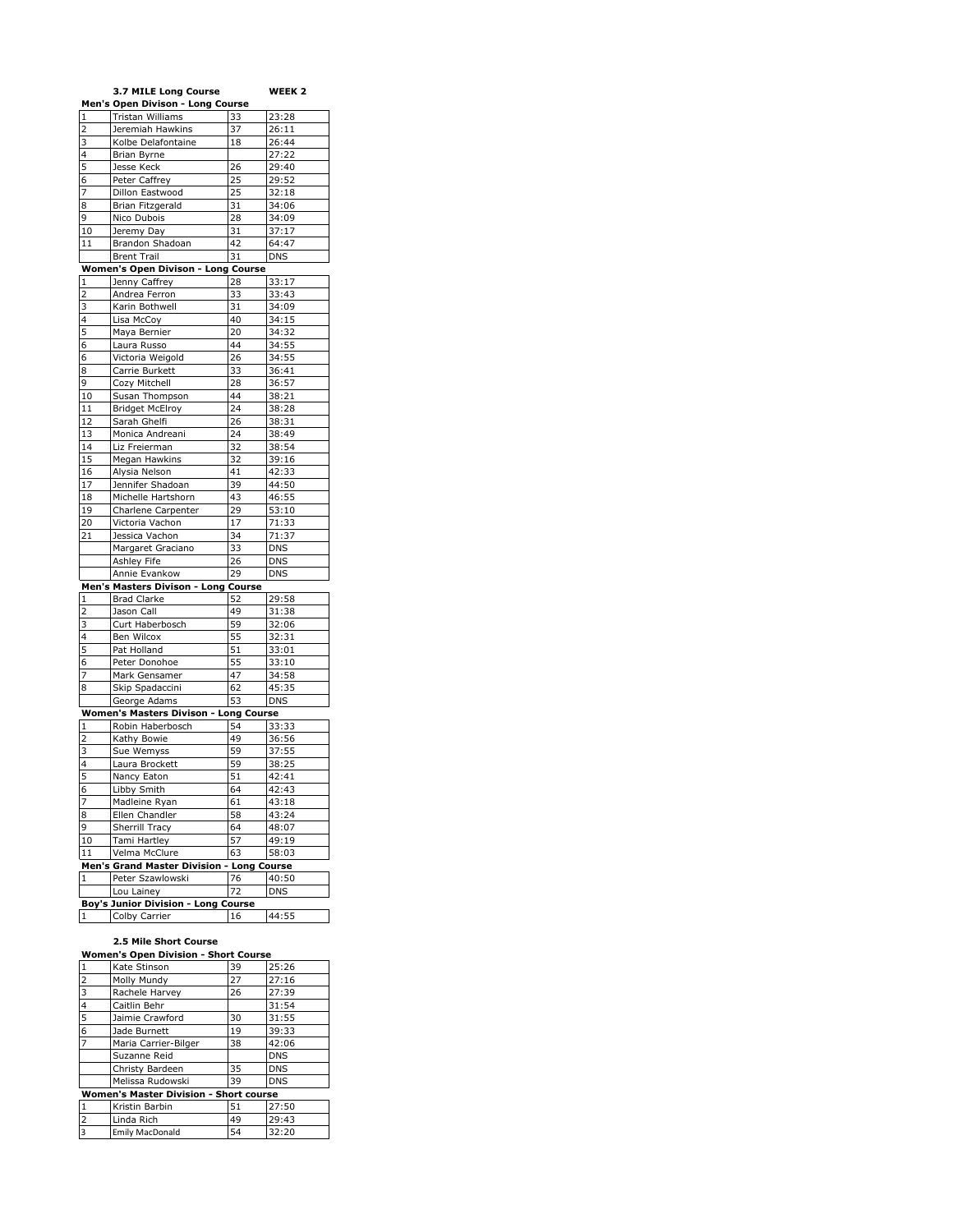**3.7 MILE Long Course** **WEEK 2**

**Men's Open Divison - Long Course**

| | | | |
|---|---|---|---|
| 1 | Tristan Williams | 33 | 23:28 |
| 2 | Jeremiah Hawkins | 37 | 26:11 |
| 3 | Kolbe Delafontaine | 18 | 26:44 |
| 4 | Brian Byrne | | 27:22 |
| 5 | Jesse Keck | 26 | 29:40 |
| 6 | Peter Caffrey | 25 | 29:52 |
| 7 | Dillon Eastwood | 25 | 32:18 |
| 8 | Brian Fitzgerald | 31 | 34:06 |
| 9 | Nico Dubois | 28 | 34:09 |
| 10 | Jeremy Day | 31 | 37:17 |
| 11 | Brandon Shadoan | 42 | 64:47 |
| | Brent Trail | 31 | DNS |

**Women's Open Divison - Long Course**

| | | | |
|---|---|---|---|
| 1 | Jenny Caffrey | 28 | 33:17 |
| 2 | Andrea Ferron | 33 | 33:43 |
| 3 | Karin Bothwell | 31 | 34:09 |
| 4 | Lisa McCoy | 40 | 34:15 |
| 5 | Maya Bernier | 20 | 34:32 |
| 6 | Laura Russo | 44 | 34:55 |
| 6 | Victoria Weigold | 26 | 34:55 |
| 8 | Carrie Burkett | 33 | 36:41 |
| 9 | Cozy Mitchell | 28 | 36:57 |
| 10 | Susan Thompson | 44 | 38:21 |
| 11 | Bridget McElroy | 24 | 38:28 |
| 12 | Sarah Ghelfi | 26 | 38:31 |
| 13 | Monica Andreani | 24 | 38:49 |
| 14 | Liz Freierman | 32 | 38:54 |
| 15 | Megan Hawkins | 32 | 39:16 |
| 16 | Alysia Nelson | 41 | 42:33 |
| 17 | Jennifer Shadoan | 39 | 44:50 |
| 18 | Michelle Hartshorn | 43 | 46:55 |
| 19 | Charlene Carpenter | 29 | 53:10 |
| 20 | Victoria Vachon | 17 | 71:33 |
| 21 | Jessica Vachon | 34 | 71:37 |
| | Margaret Graciano | 33 | DNS |
| | Ashley Fife | 26 | DNS |
| | Annie Evankow | 29 | DNS |

**Men's Masters Divison - Long Course**

| | | | |
|---|---|---|---|
| 1 | Brad Clarke | 52 | 29:58 |
| 2 | Jason Call | 49 | 31:38 |
| 3 | Curt Haberbosch | 59 | 32:06 |
| 4 | Ben Wilcox | 55 | 32:31 |
| 5 | Pat Holland | 51 | 33:01 |
| 6 | Peter Donohoe | 55 | 33:10 |
| 7 | Mark Gensamer | 47 | 34:58 |
| 8 | Skip Spadaccini | 62 | 45:35 |
| | George Adams | 53 | DNS |

**Women's Masters Divison - Long Course**

| | | | |
|---|---|---|---|
| 1 | Robin Haberbosch | 54 | 33:33 |
| 2 | Kathy Bowie | 49 | 36:56 |
| 3 | Sue Wemyss | 59 | 37:55 |
| 4 | Laura Brockett | 59 | 38:25 |
| 5 | Nancy Eaton | 51 | 42:41 |
| 6 | Libby Smith | 64 | 42:43 |
| 7 | Madleine Ryan | 61 | 43:18 |
| 8 | Ellen Chandler | 58 | 43:24 |
| 9 | Sherrill Tracy | 64 | 48:07 |
| 10 | Tami Hartley | 57 | 49:19 |
| 11 | Velma McClure | 63 | 58:03 |

**Men's Grand Master Division - Long Course**

| | | | |
|---|---|---|---|
| 1 | Peter Szawlowski | 76 | 40:50 |
| | Lou Lainey | 72 | DNS |

**Boy's Junior Division - Long Course**

| | | | |
|---|---|---|---|
| 1 | Colby Carrier | 16 | 44:55 |

**2.5 Mile Short Course**

**Women's Open Division - Short Course**

| | | | |
|---|---|---|---|
| 1 | Kate Stinson | 39 | 25:26 |
| 2 | Molly Mundy | 27 | 27:16 |
| 3 | Rachele Harvey | 26 | 27:39 |
| 4 | Caitlin Behr | | 31:54 |
| 5 | Jaimie Crawford | 30 | 31:55 |
| 6 | Jade Burnett | 19 | 39:33 |
| 7 | Maria Carrier-Bilger | 38 | 42:06 |
| | Suzanne Reid | | DNS |
| | Christy Bardeen | 35 | DNS |
| | Melissa Rudowski | 39 | DNS |

**Women's Master Division - Short course**

| | | | |
|---|---|---|---|
| 1 | Kristin Barbin | 51 | 27:50 |
| 2 | Linda Rich | 49 | 29:43 |
| 3 | Emily MacDonald | 54 | 32:20 |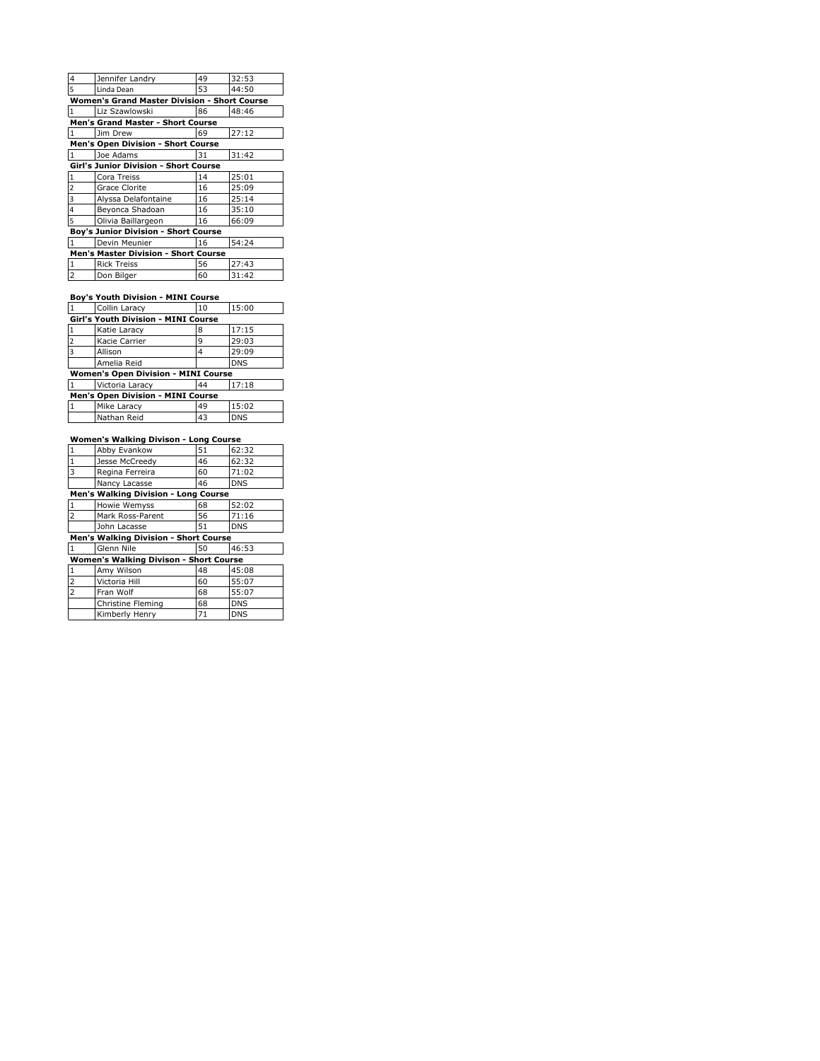| | | | |
|---|---|---|---|
| 4 | Jennifer Landry | 49 | 32:53 |
| 5 | Linda Dean | 53 | 44:50 |

**Women's Grand Master Division - Short Course**

| | | | |
|---|---|---|---|
| 1 | Liz Szawlowski | 86 | 48:46 |

**Men's Grand Master - Short Course**

| | | | |
|---|---|---|---|
| 1 | Jim Drew | 69 | 27:12 |

**Men's Open Division - Short Course**

| | | | |
|---|---|---|---|
| 1 | Joe Adams | 31 | 31:42 |

**Girl's Junior Division - Short Course**

| | | | |
|---|---|---|---|
| 1 | Cora Treiss | 14 | 25:01 |
| 2 | Grace Clorite | 16 | 25:09 |
| 3 | Alyssa Delafontaine | 16 | 25:14 |
| 4 | Beyonca Shadoan | 16 | 35:10 |
| 5 | Olivia Baillargeon | 16 | 66:09 |

**Boy's Junior Division - Short Course**

| | | | |
|---|---|---|---|
| 1 | Devin Meunier | 16 | 54:24 |

**Men's Master Division - Short Course**

| | | | |
|---|---|---|---|
| 1 | Rick Treiss | 56 | 27:43 |
| 2 | Don Bilger | 60 | 31:42 |

**Boy's Youth Division - MINI Course**

| | | | |
|---|---|---|---|
| 1 | Collin Laracy | 10 | 15:00 |

**Girl's Youth Division - MINI Course**

| | | | |
|---|---|---|---|
| 1 | Katie Laracy | 8 | 17:15 |
| 2 | Kacie Carrier | 9 | 29:03 |
| 3 | Allison | 4 | 29:09 |
| | Amelia Reid | | DNS |

**Women's Open Division - MINI Course**

| | | | |
|---|---|---|---|
| 1 | Victoria Laracy | 44 | 17:18 |

**Men's Open Division - MINI Course**

| | | | |
|---|---|---|---|
| 1 | Mike Laracy | 49 | 15:02 |
| | Nathan Reid | 43 | DNS |

**Women's Walking Divison - Long Course**

| | | | |
|---|---|---|---|
| 1 | Abby Evankow | 51 | 62:32 |
| 1 | Jesse McCreedy | 46 | 62:32 |
| 3 | Regina Ferreira | 60 | 71:02 |
| | Nancy Lacasse | 46 | DNS |

**Men's Walking Division - Long Course**

| | | | |
|---|---|---|---|
| 1 | Howie Wemyss | 68 | 52:02 |
| 2 | Mark Ross-Parent | 56 | 71:16 |
| | John Lacasse | 51 | DNS |

**Men's Walking Division - Short Course**

| | | | |
|---|---|---|---|
| 1 | Glenn Nile | 50 | 46:53 |

**Women's Walking Divison - Short Course**

| | | | |
|---|---|---|---|
| 1 | Amy Wilson | 48 | 45:08 |
| 2 | Victoria Hill | 60 | 55:07 |
| 2 | Fran Wolf | 68 | 55:07 |
| | Christine Fleming | 68 | DNS |
| | Kimberly Henry | 71 | DNS |